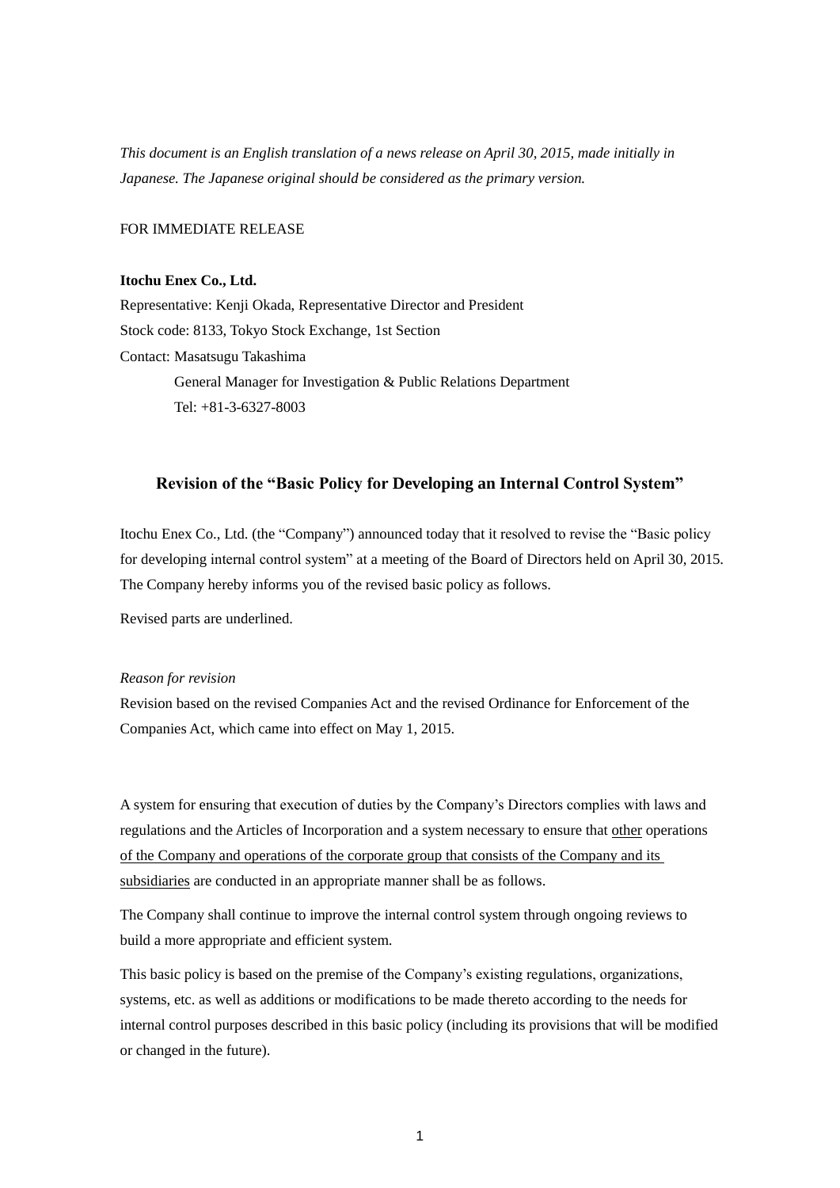*This document is an English translation of a news release on April 30, 2015, made initially in Japanese. The Japanese original should be considered as the primary version.*

FOR IMMEDIATE RELEASE

**Itochu Enex Co., Ltd.**
Representative: Kenji Okada, Representative Director and President
Stock code: 8133, Tokyo Stock Exchange, 1st Section
Contact: Masatsugu Takashima
General Manager for Investigation & Public Relations Department
Tel: +81-3-6327-8003

## Revision of the "Basic Policy for Developing an Internal Control System"

Itochu Enex Co., Ltd. (the "Company") announced today that it resolved to revise the "Basic policy for developing internal control system" at a meeting of the Board of Directors held on April 30, 2015. The Company hereby informs you of the revised basic policy as follows.

Revised parts are underlined.

*Reason for revision*

Revision based on the revised Companies Act and the revised Ordinance for Enforcement of the Companies Act, which came into effect on May 1, 2015.

A system for ensuring that execution of duties by the Company's Directors complies with laws and regulations and the Articles of Incorporation and a system necessary to ensure that <u>other</u> operations <u>of the Company and operations of the corporate group that consists of the Company and its subsidiaries</u> are conducted in an appropriate manner shall be as follows.

The Company shall continue to improve the internal control system through ongoing reviews to build a more appropriate and efficient system.

This basic policy is based on the premise of the Company's existing regulations, organizations, systems, etc. as well as additions or modifications to be made thereto according to the needs for internal control purposes described in this basic policy (including its provisions that will be modified or changed in the future).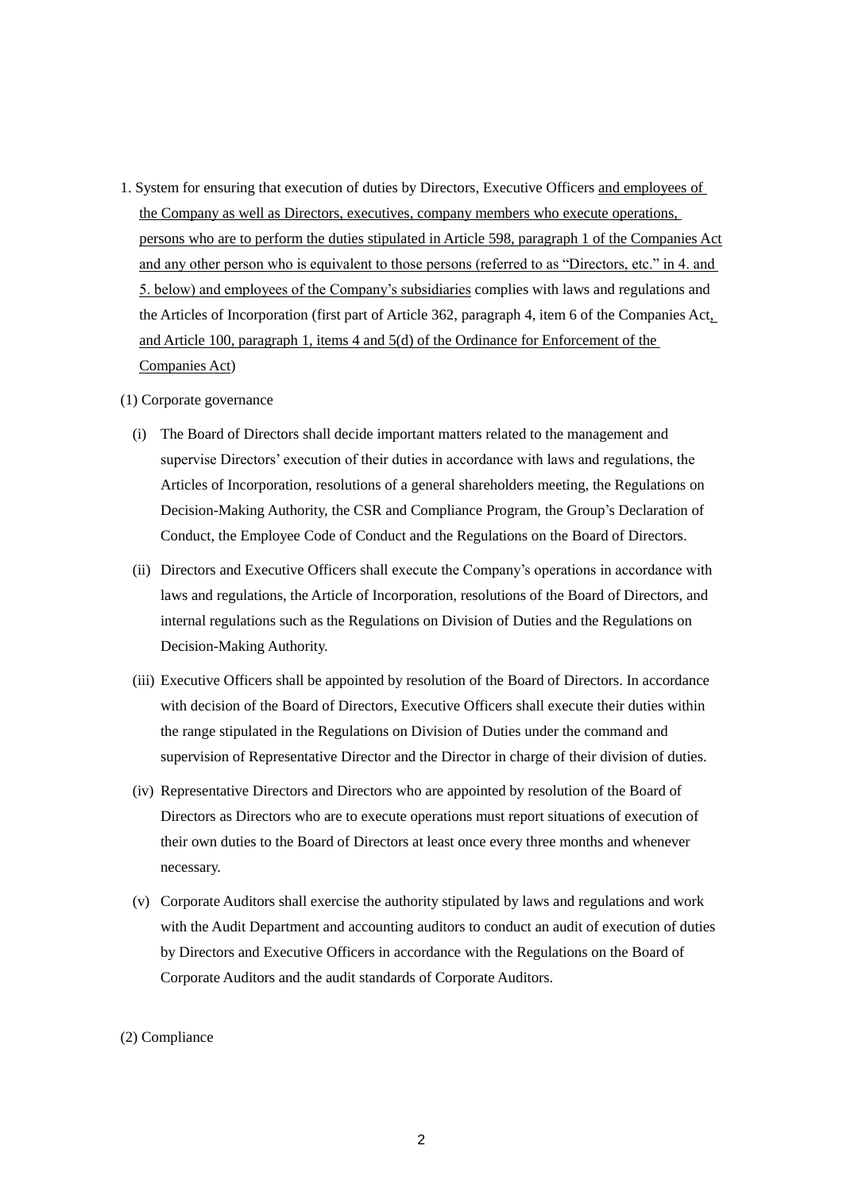1. System for ensuring that execution of duties by Directors, Executive Officers and employees of the Company as well as Directors, executives, company members who execute operations, persons who are to perform the duties stipulated in Article 598, paragraph 1 of the Companies Act and any other person who is equivalent to those persons (referred to as "Directors, etc." in 4. and 5. below) and employees of the Company's subsidiaries complies with laws and regulations and the Articles of Incorporation (first part of Article 362, paragraph 4, item 6 of the Companies Act, and Article 100, paragraph 1, items 4 and 5(d) of the Ordinance for Enforcement of the Companies Act)

(1) Corporate governance

(i) The Board of Directors shall decide important matters related to the management and supervise Directors' execution of their duties in accordance with laws and regulations, the Articles of Incorporation, resolutions of a general shareholders meeting, the Regulations on Decision-Making Authority, the CSR and Compliance Program, the Group's Declaration of Conduct, the Employee Code of Conduct and the Regulations on the Board of Directors.

(ii) Directors and Executive Officers shall execute the Company's operations in accordance with laws and regulations, the Article of Incorporation, resolutions of the Board of Directors, and internal regulations such as the Regulations on Division of Duties and the Regulations on Decision-Making Authority.

(iii) Executive Officers shall be appointed by resolution of the Board of Directors. In accordance with decision of the Board of Directors, Executive Officers shall execute their duties within the range stipulated in the Regulations on Division of Duties under the command and supervision of Representative Director and the Director in charge of their division of duties.

(iv) Representative Directors and Directors who are appointed by resolution of the Board of Directors as Directors who are to execute operations must report situations of execution of their own duties to the Board of Directors at least once every three months and whenever necessary.

(v) Corporate Auditors shall exercise the authority stipulated by laws and regulations and work with the Audit Department and accounting auditors to conduct an audit of execution of duties by Directors and Executive Officers in accordance with the Regulations on the Board of Corporate Auditors and the audit standards of Corporate Auditors.

(2) Compliance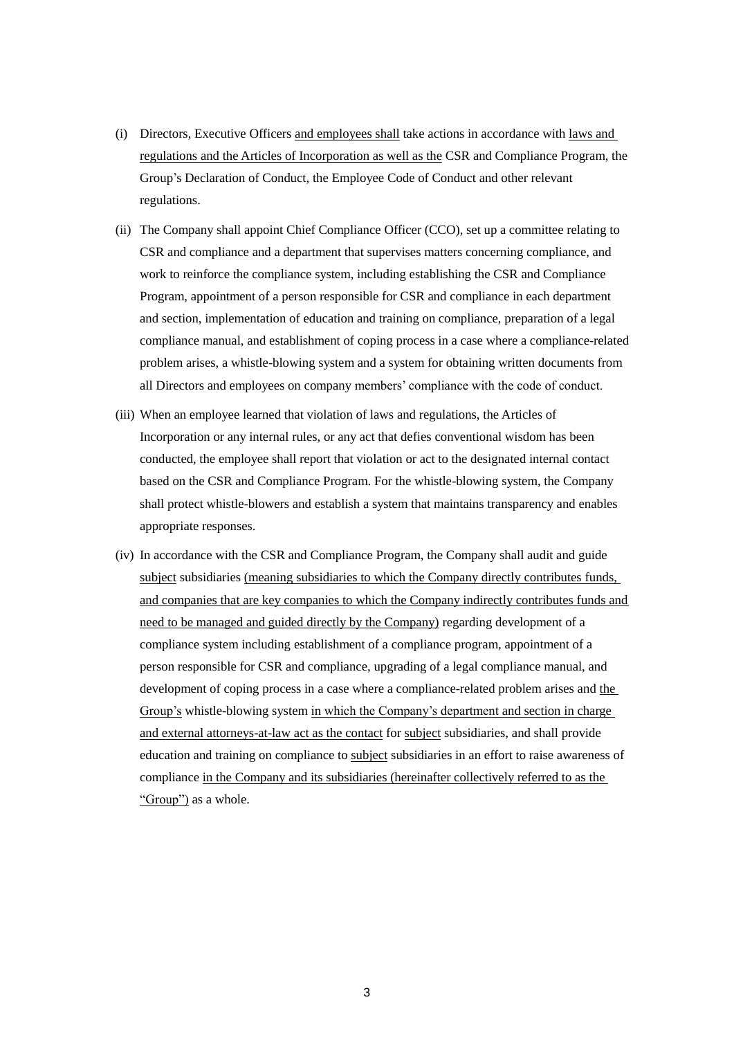(i) Directors, Executive Officers and employees shall take actions in accordance with laws and regulations and the Articles of Incorporation as well as the CSR and Compliance Program, the Group's Declaration of Conduct, the Employee Code of Conduct and other relevant regulations.

(ii) The Company shall appoint Chief Compliance Officer (CCO), set up a committee relating to CSR and compliance and a department that supervises matters concerning compliance, and work to reinforce the compliance system, including establishing the CSR and Compliance Program, appointment of a person responsible for CSR and compliance in each department and section, implementation of education and training on compliance, preparation of a legal compliance manual, and establishment of coping process in a case where a compliance-related problem arises, a whistle-blowing system and a system for obtaining written documents from all Directors and employees on company members' compliance with the code of conduct.

(iii) When an employee learned that violation of laws and regulations, the Articles of Incorporation or any internal rules, or any act that defies conventional wisdom has been conducted, the employee shall report that violation or act to the designated internal contact based on the CSR and Compliance Program. For the whistle-blowing system, the Company shall protect whistle-blowers and establish a system that maintains transparency and enables appropriate responses.

(iv) In accordance with the CSR and Compliance Program, the Company shall audit and guide subject subsidiaries (meaning subsidiaries to which the Company directly contributes funds, and companies that are key companies to which the Company indirectly contributes funds and need to be managed and guided directly by the Company) regarding development of a compliance system including establishment of a compliance program, appointment of a person responsible for CSR and compliance, upgrading of a legal compliance manual, and development of coping process in a case where a compliance-related problem arises and the Group's whistle-blowing system in which the Company's department and section in charge and external attorneys-at-law act as the contact for subject subsidiaries, and shall provide education and training on compliance to subject subsidiaries in an effort to raise awareness of compliance in the Company and its subsidiaries (hereinafter collectively referred to as the "Group") as a whole.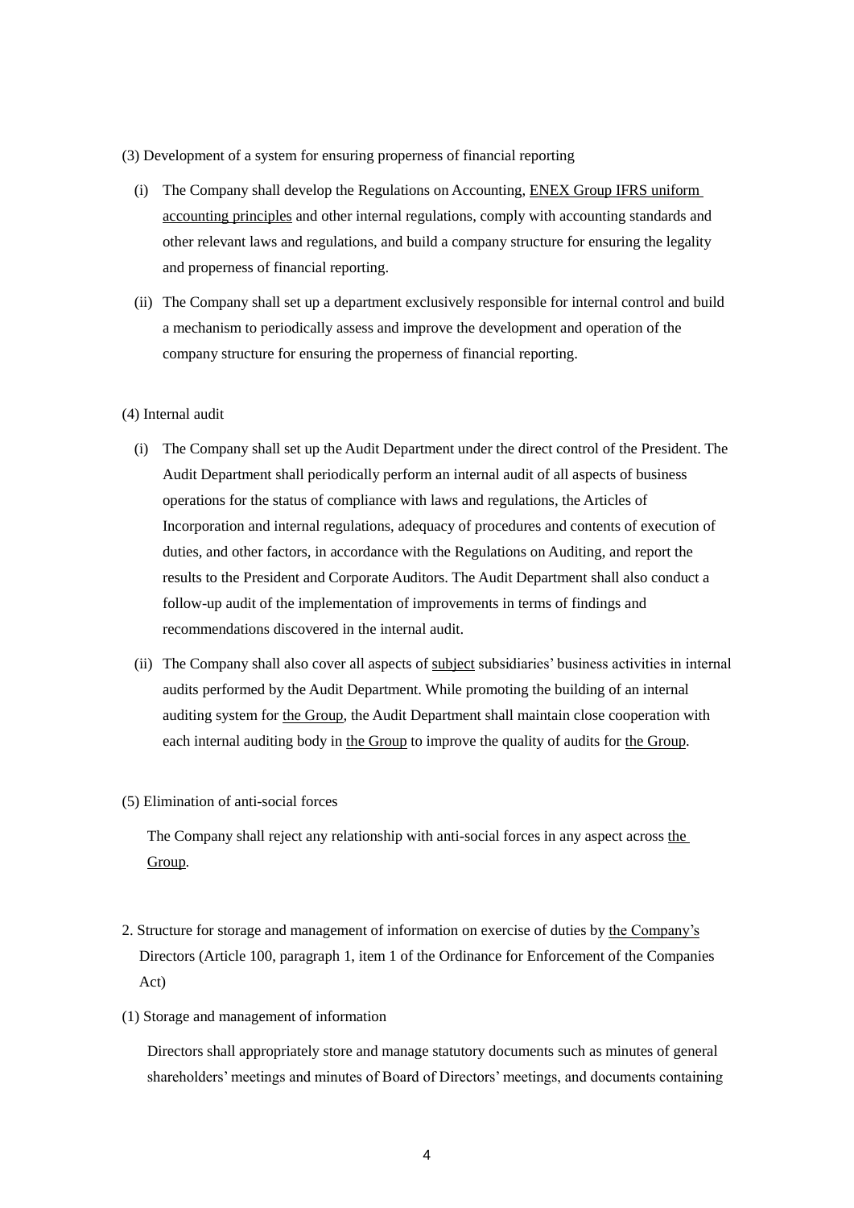(3) Development of a system for ensuring properness of financial reporting

(i) The Company shall develop the Regulations on Accounting, ENEX Group IFRS uniform accounting principles and other internal regulations, comply with accounting standards and other relevant laws and regulations, and build a company structure for ensuring the legality and properness of financial reporting.

(ii) The Company shall set up a department exclusively responsible for internal control and build a mechanism to periodically assess and improve the development and operation of the company structure for ensuring the properness of financial reporting.

(4) Internal audit

(i) The Company shall set up the Audit Department under the direct control of the President. The Audit Department shall periodically perform an internal audit of all aspects of business operations for the status of compliance with laws and regulations, the Articles of Incorporation and internal regulations, adequacy of procedures and contents of execution of duties, and other factors, in accordance with the Regulations on Auditing, and report the results to the President and Corporate Auditors. The Audit Department shall also conduct a follow-up audit of the implementation of improvements in terms of findings and recommendations discovered in the internal audit.

(ii) The Company shall also cover all aspects of subject subsidiaries' business activities in internal audits performed by the Audit Department. While promoting the building of an internal auditing system for the Group, the Audit Department shall maintain close cooperation with each internal auditing body in the Group to improve the quality of audits for the Group.

(5) Elimination of anti-social forces

The Company shall reject any relationship with anti-social forces in any aspect across the Group.

2. Structure for storage and management of information on exercise of duties by the Company's Directors (Article 100, paragraph 1, item 1 of the Ordinance for Enforcement of the Companies Act)

(1) Storage and management of information

Directors shall appropriately store and manage statutory documents such as minutes of general shareholders' meetings and minutes of Board of Directors' meetings, and documents containing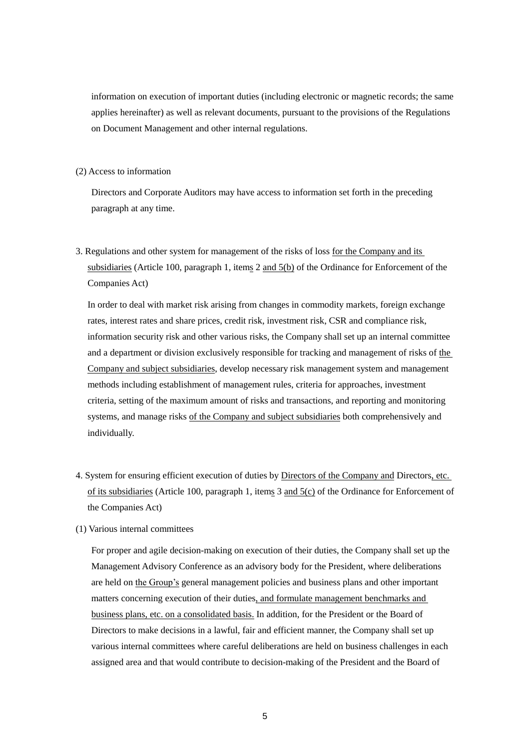information on execution of important duties (including electronic or magnetic records; the same applies hereinafter) as well as relevant documents, pursuant to the provisions of the Regulations on Document Management and other internal regulations.

(2) Access to information

Directors and Corporate Auditors may have access to information set forth in the preceding paragraph at any time.

3. Regulations and other system for management of the risks of loss for the Company and its subsidiaries (Article 100, paragraph 1, items 2 and 5(b) of the Ordinance for Enforcement of the Companies Act)

In order to deal with market risk arising from changes in commodity markets, foreign exchange rates, interest rates and share prices, credit risk, investment risk, CSR and compliance risk, information security risk and other various risks, the Company shall set up an internal committee and a department or division exclusively responsible for tracking and management of risks of the Company and subject subsidiaries, develop necessary risk management system and management methods including establishment of management rules, criteria for approaches, investment criteria, setting of the maximum amount of risks and transactions, and reporting and monitoring systems, and manage risks of the Company and subject subsidiaries both comprehensively and individually.

4. System for ensuring efficient execution of duties by Directors of the Company and Directors, etc. of its subsidiaries (Article 100, paragraph 1, items 3 and 5(c) of the Ordinance for Enforcement of the Companies Act)

(1) Various internal committees

For proper and agile decision-making on execution of their duties, the Company shall set up the Management Advisory Conference as an advisory body for the President, where deliberations are held on the Group's general management policies and business plans and other important matters concerning execution of their duties, and formulate management benchmarks and business plans, etc. on a consolidated basis. In addition, for the President or the Board of Directors to make decisions in a lawful, fair and efficient manner, the Company shall set up various internal committees where careful deliberations are held on business challenges in each assigned area and that would contribute to decision-making of the President and the Board of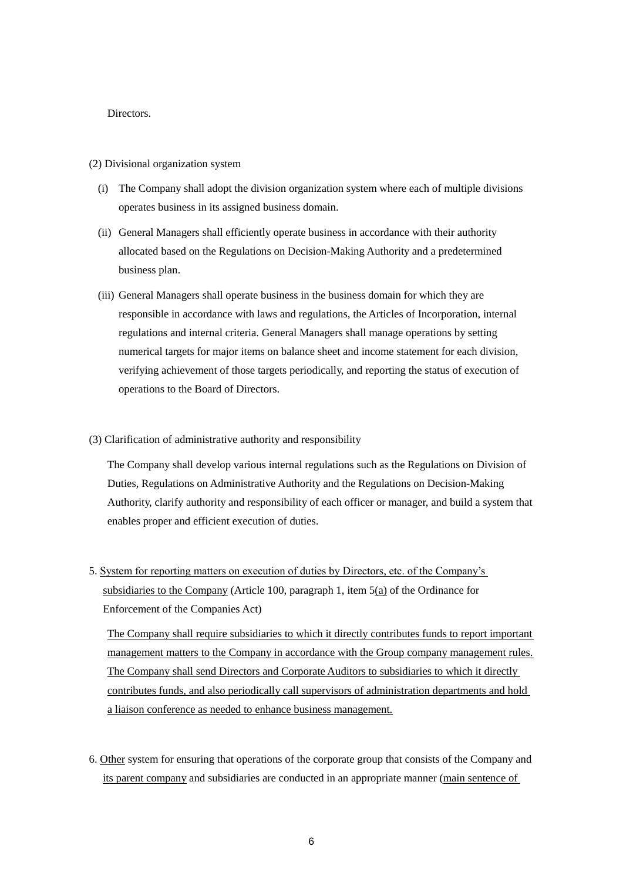Directors.

(2) Divisional organization system

(i) The Company shall adopt the division organization system where each of multiple divisions operates business in its assigned business domain.

(ii) General Managers shall efficiently operate business in accordance with their authority allocated based on the Regulations on Decision-Making Authority and a predetermined business plan.

(iii) General Managers shall operate business in the business domain for which they are responsible in accordance with laws and regulations, the Articles of Incorporation, internal regulations and internal criteria. General Managers shall manage operations by setting numerical targets for major items on balance sheet and income statement for each division, verifying achievement of those targets periodically, and reporting the status of execution of operations to the Board of Directors.

(3) Clarification of administrative authority and responsibility

The Company shall develop various internal regulations such as the Regulations on Division of Duties, Regulations on Administrative Authority and the Regulations on Decision-Making Authority, clarify authority and responsibility of each officer or manager, and build a system that enables proper and efficient execution of duties.

5. <u>System for reporting matters on execution of duties by Directors, etc. of the Company's subsidiaries to the Company</u> (Article 100, paragraph 1, item 5<u>(a)</u> of the Ordinance for Enforcement of the Companies Act)

<u>The Company shall require subsidiaries to which it directly contributes funds to report important management matters to the Company in accordance with the Group company management rules. The Company shall send Directors and Corporate Auditors to subsidiaries to which it directly contributes funds, and also periodically call supervisors of administration departments and hold a liaison conference as needed to enhance business management.</u>

6. <u>Other</u> system for ensuring that operations of the corporate group that consists of the Company and <u>its parent company</u> and subsidiaries are conducted in an appropriate manner (<u>main sentence of</u>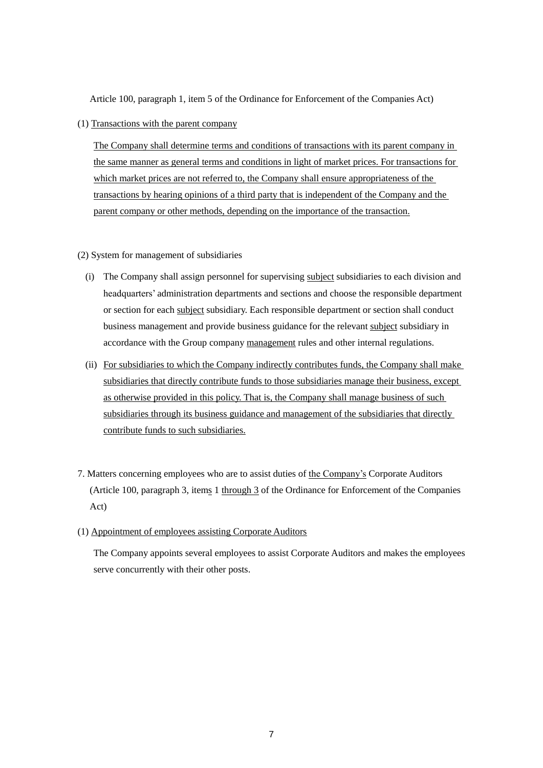Article 100, paragraph 1, item 5 of the Ordinance for Enforcement of the Companies Act)

(1) Transactions with the parent company

The Company shall determine terms and conditions of transactions with its parent company in the same manner as general terms and conditions in light of market prices. For transactions for which market prices are not referred to, the Company shall ensure appropriateness of the transactions by hearing opinions of a third party that is independent of the Company and the parent company or other methods, depending on the importance of the transaction.

(2) System for management of subsidiaries

(i) The Company shall assign personnel for supervising subject subsidiaries to each division and headquarters' administration departments and sections and choose the responsible department or section for each subject subsidiary. Each responsible department or section shall conduct business management and provide business guidance for the relevant subject subsidiary in accordance with the Group company management rules and other internal regulations.

(ii) For subsidiaries to which the Company indirectly contributes funds, the Company shall make subsidiaries that directly contribute funds to those subsidiaries manage their business, except as otherwise provided in this policy. That is, the Company shall manage business of such subsidiaries through its business guidance and management of the subsidiaries that directly contribute funds to such subsidiaries.

7. Matters concerning employees who are to assist duties of the Company's Corporate Auditors (Article 100, paragraph 3, items 1 through 3 of the Ordinance for Enforcement of the Companies Act)

(1) Appointment of employees assisting Corporate Auditors

The Company appoints several employees to assist Corporate Auditors and makes the employees serve concurrently with their other posts.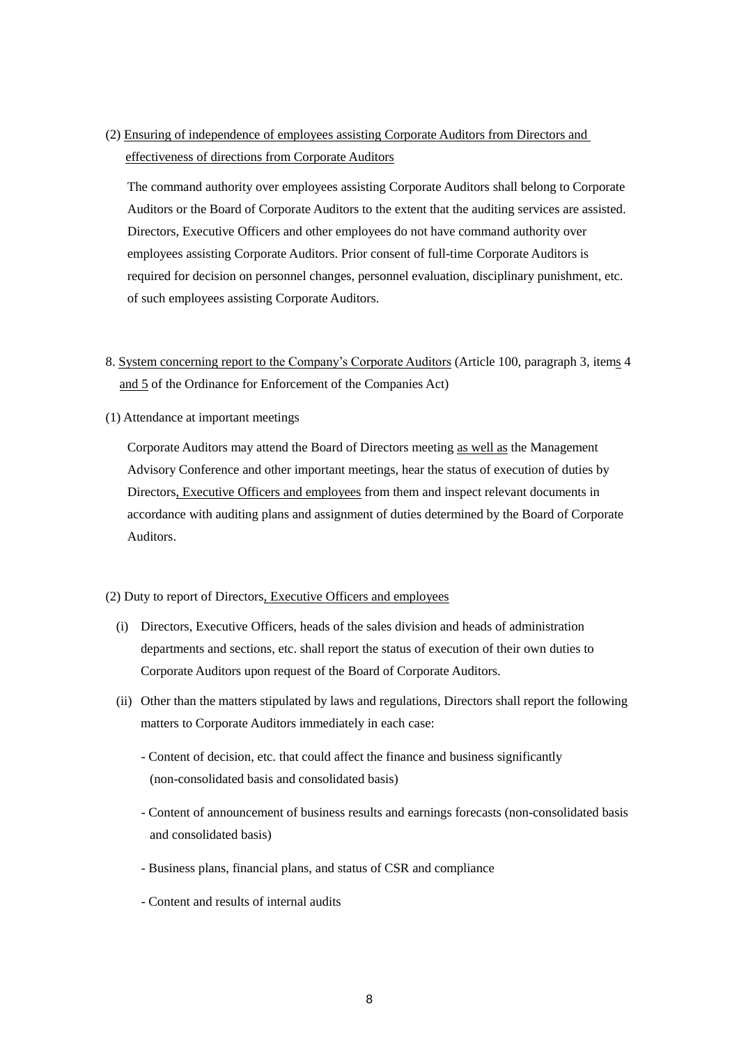(2) Ensuring of independence of employees assisting Corporate Auditors from Directors and effectiveness of directions from Corporate Auditors

The command authority over employees assisting Corporate Auditors shall belong to Corporate Auditors or the Board of Corporate Auditors to the extent that the auditing services are assisted. Directors, Executive Officers and other employees do not have command authority over employees assisting Corporate Auditors. Prior consent of full-time Corporate Auditors is required for decision on personnel changes, personnel evaluation, disciplinary punishment, etc. of such employees assisting Corporate Auditors.

8. System concerning report to the Company's Corporate Auditors (Article 100, paragraph 3, items 4 and 5 of the Ordinance for Enforcement of the Companies Act)

(1) Attendance at important meetings

Corporate Auditors may attend the Board of Directors meeting as well as the Management Advisory Conference and other important meetings, hear the status of execution of duties by Directors, Executive Officers and employees from them and inspect relevant documents in accordance with auditing plans and assignment of duties determined by the Board of Corporate Auditors.

(2) Duty to report of Directors, Executive Officers and employees

(i) Directors, Executive Officers, heads of the sales division and heads of administration departments and sections, etc. shall report the status of execution of their own duties to Corporate Auditors upon request of the Board of Corporate Auditors.

(ii) Other than the matters stipulated by laws and regulations, Directors shall report the following matters to Corporate Auditors immediately in each case:

- Content of decision, etc. that could affect the finance and business significantly (non-consolidated basis and consolidated basis)

- Content of announcement of business results and earnings forecasts (non-consolidated basis and consolidated basis)

- Business plans, financial plans, and status of CSR and compliance

- Content and results of internal audits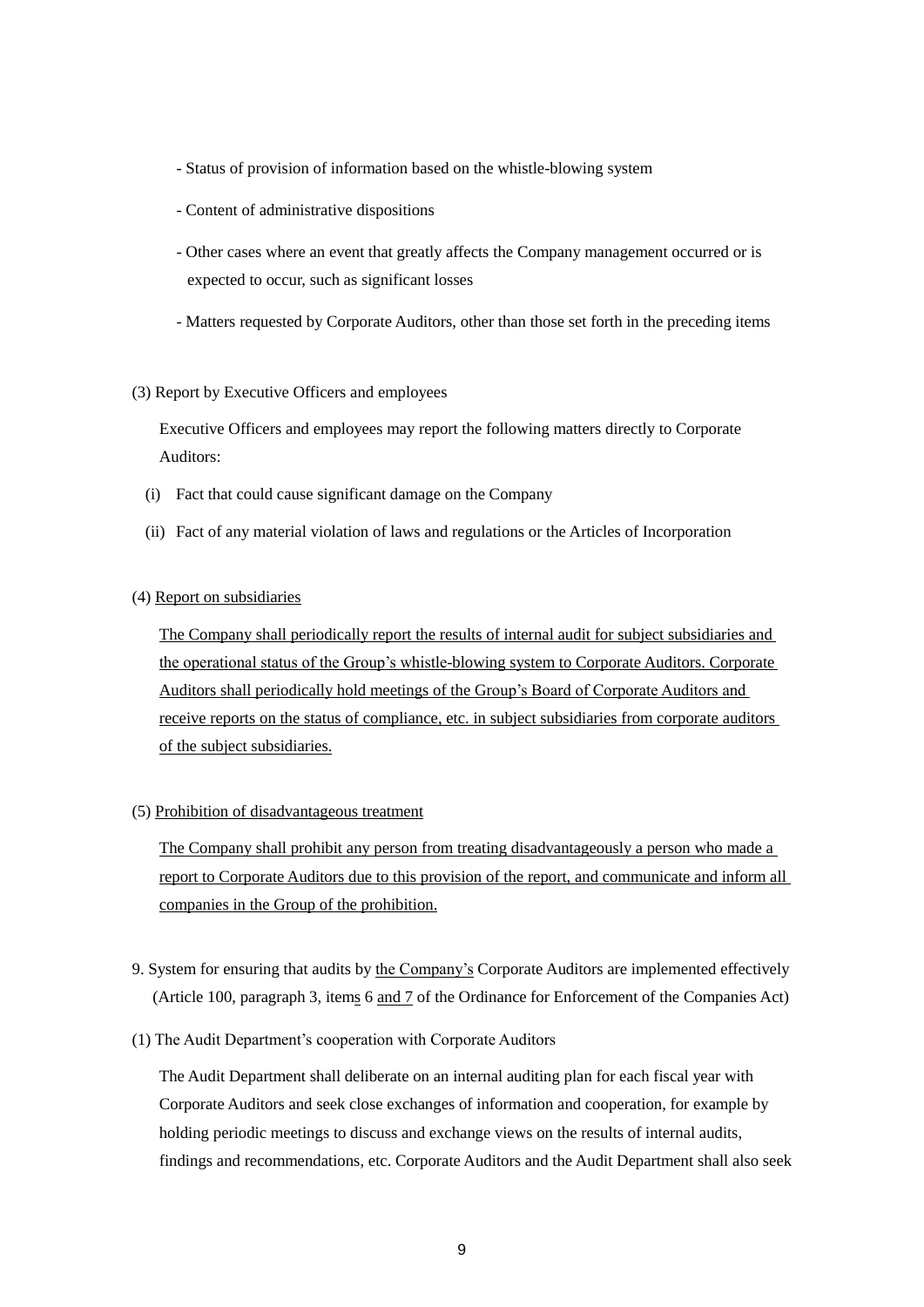- Status of provision of information based on the whistle-blowing system
- Content of administrative dispositions
- Other cases where an event that greatly affects the Company management occurred or is expected to occur, such as significant losses
- Matters requested by Corporate Auditors, other than those set forth in the preceding items

(3) Report by Executive Officers and employees

Executive Officers and employees may report the following matters directly to Corporate Auditors:

(i) Fact that could cause significant damage on the Company

(ii) Fact of any material violation of laws and regulations or the Articles of Incorporation

(4) Report on subsidiaries

The Company shall periodically report the results of internal audit for subject subsidiaries and the operational status of the Group's whistle-blowing system to Corporate Auditors. Corporate Auditors shall periodically hold meetings of the Group's Board of Corporate Auditors and receive reports on the status of compliance, etc. in subject subsidiaries from corporate auditors of the subject subsidiaries.

(5) Prohibition of disadvantageous treatment

The Company shall prohibit any person from treating disadvantageously a person who made a report to Corporate Auditors due to this provision of the report, and communicate and inform all companies in the Group of the prohibition.

9. System for ensuring that audits by the Company's Corporate Auditors are implemented effectively (Article 100, paragraph 3, items 6 and 7 of the Ordinance for Enforcement of the Companies Act)

(1) The Audit Department's cooperation with Corporate Auditors

The Audit Department shall deliberate on an internal auditing plan for each fiscal year with Corporate Auditors and seek close exchanges of information and cooperation, for example by holding periodic meetings to discuss and exchange views on the results of internal audits, findings and recommendations, etc. Corporate Auditors and the Audit Department shall also seek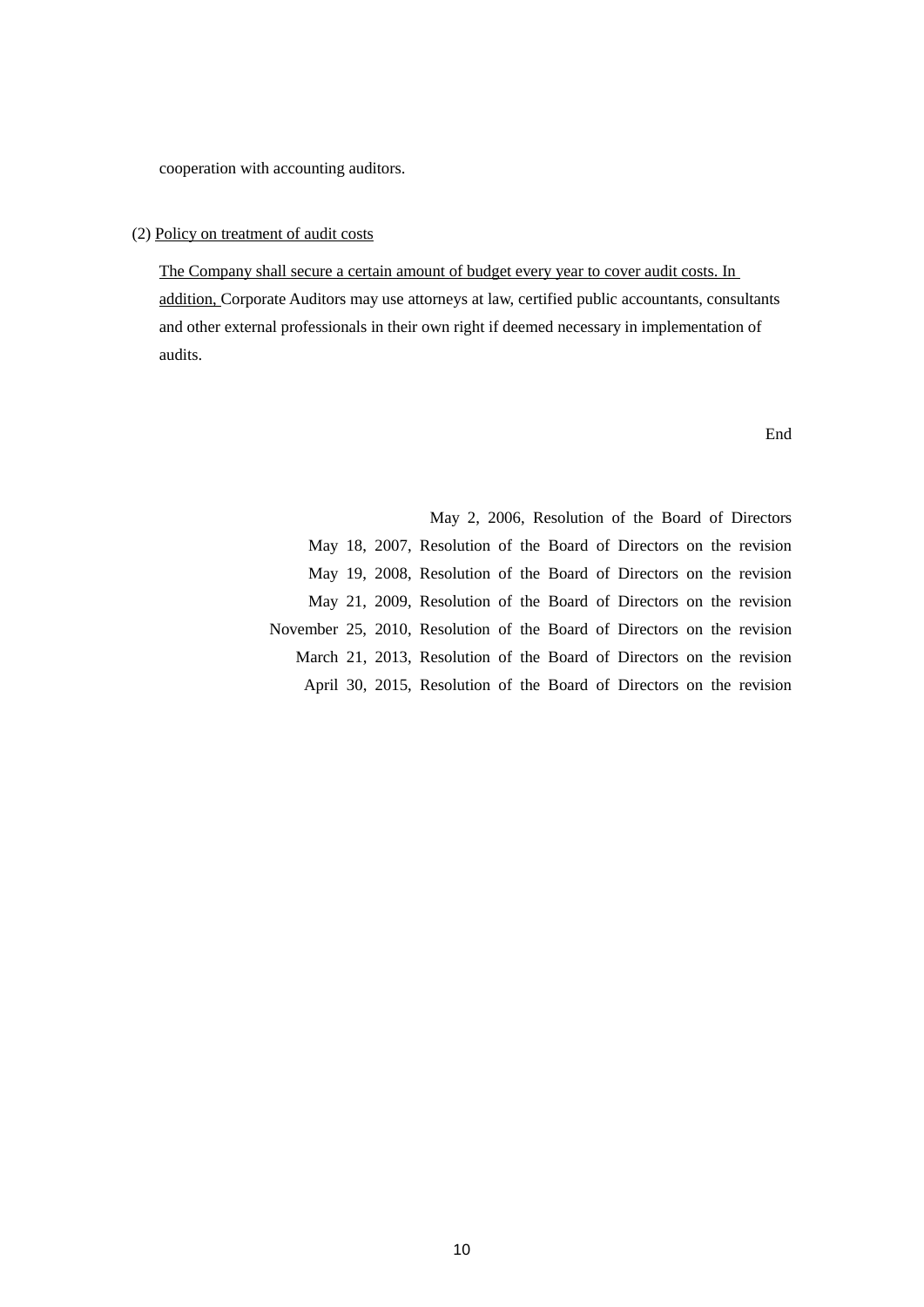cooperation with accounting auditors.

(2) Policy on treatment of audit costs

The Company shall secure a certain amount of budget every year to cover audit costs. In addition, Corporate Auditors may use attorneys at law, certified public accountants, consultants and other external professionals in their own right if deemed necessary in implementation of audits.

End

May 2, 2006, Resolution of the Board of Directors  
May 18, 2007, Resolution of the Board of Directors on the revision  
May 19, 2008, Resolution of the Board of Directors on the revision  
May 21, 2009, Resolution of the Board of Directors on the revision  
November 25, 2010, Resolution of the Board of Directors on the revision  
March 21, 2013, Resolution of the Board of Directors on the revision  
April 30, 2015, Resolution of the Board of Directors on the revision